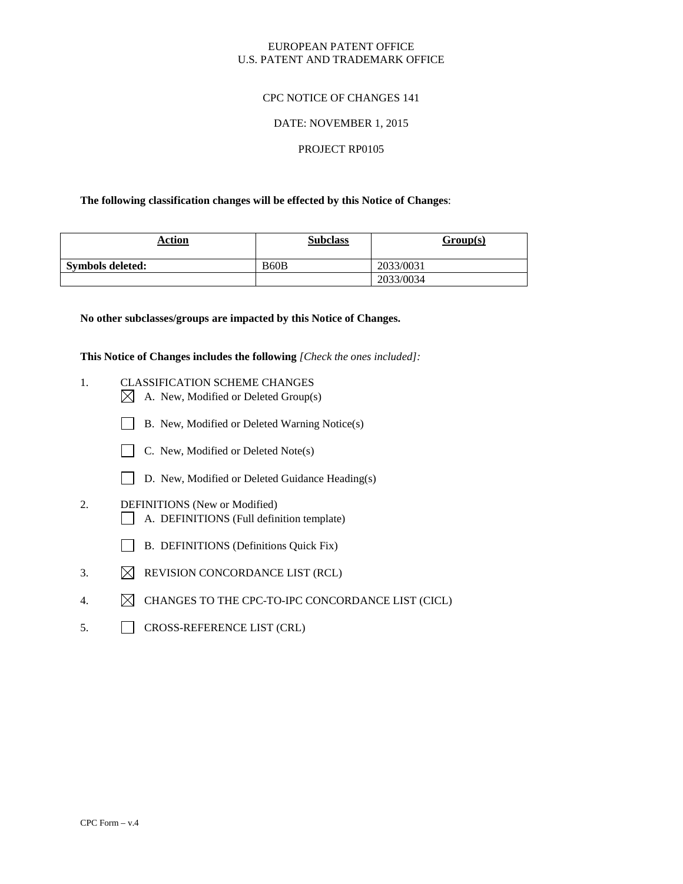EUROPEAN PATENT OFFICE
U.S. PATENT AND TRADEMARK OFFICE

CPC NOTICE OF CHANGES 141

DATE: NOVEMBER 1, 2015

PROJECT RP0105

**The following classification changes will be effected by this Notice of Changes**:

| Action | Subclass | Group(s) |
|---|---|---|
| **Symbols deleted:** | B60B | 2033/0031 |
| | | 2033/0034 |

**No other subclasses/groups are impacted by this Notice of Changes.**

**This Notice of Changes includes the following** *[Check the ones included]:*

1. CLASSIFICATION SCHEME CHANGES
   - [X] A. New, Modified or Deleted Group(s)
   - [ ] B. New, Modified or Deleted Warning Notice(s)
   - [ ] C. New, Modified or Deleted Note(s)
   - [ ] D. New, Modified or Deleted Guidance Heading(s)
2. DEFINITIONS (New or Modified)
   - [ ] A. DEFINITIONS (Full definition template)
   - [ ] B. DEFINITIONS (Definitions Quick Fix)
3. [X] REVISION CONCORDANCE LIST (RCL)
4. [X] CHANGES TO THE CPC-TO-IPC CONCORDANCE LIST (CICL)
5. [ ] CROSS-REFERENCE LIST (CRL)

CPC Form – v.4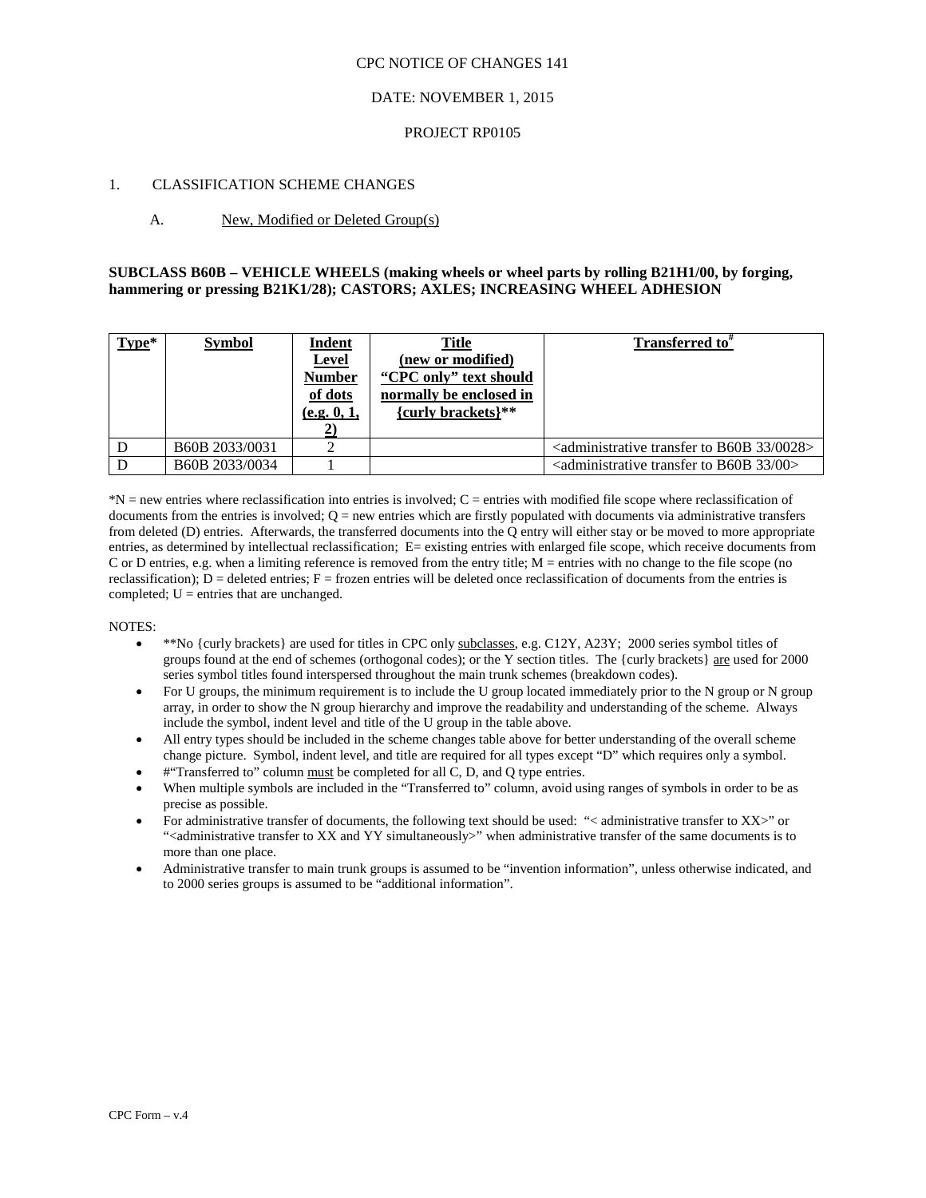CPC NOTICE OF CHANGES 141

DATE: NOVEMBER 1, 2015

PROJECT RP0105

1. CLASSIFICATION SCHEME CHANGES

A. New, Modified or Deleted Group(s)

**SUBCLASS B60B – VEHICLE WHEELS (making wheels or wheel parts by rolling B21H1/00, by forging, hammering or pressing B21K1/28); CASTORS; AXLES; INCREASING WHEEL ADHESION**

| Type* | Symbol | Indent Level Number of dots (e.g. 0, 1, 2) | Title (new or modified) "CPC only" text should normally be enclosed in {curly brackets}** | Transferred to# |
|---|---|---|---|---|
| D | B60B 2033/0031 | 2 | | <administrative transfer to B60B 33/0028> |
| D | B60B 2033/0034 | 1 | | <administrative transfer to B60B 33/00> |

*N = new entries where reclassification into entries is involved; C = entries with modified file scope where reclassification of documents from the entries is involved; Q = new entries which are firstly populated with documents via administrative transfers from deleted (D) entries. Afterwards, the transferred documents into the Q entry will either stay or be moved to more appropriate entries, as determined by intellectual reclassification; E= existing entries with enlarged file scope, which receive documents from C or D entries, e.g. when a limiting reference is removed from the entry title; M = entries with no change to the file scope (no reclassification); D = deleted entries; F = frozen entries will be deleted once reclassification of documents from the entries is completed; U = entries that are unchanged.

NOTES:

- **No {curly brackets} are used for titles in CPC only subclasses, e.g. C12Y, A23Y; 2000 series symbol titles of groups found at the end of schemes (orthogonal codes); or the Y section titles. The {curly brackets} are used for 2000 series symbol titles found interspersed throughout the main trunk schemes (breakdown codes).
- For U groups, the minimum requirement is to include the U group located immediately prior to the N group or N group array, in order to show the N group hierarchy and improve the readability and understanding of the scheme. Always include the symbol, indent level and title of the U group in the table above.
- All entry types should be included in the scheme changes table above for better understanding of the overall scheme change picture. Symbol, indent level, and title are required for all types except "D" which requires only a symbol.
- #"Transferred to" column must be completed for all C, D, and Q type entries.
- When multiple symbols are included in the "Transferred to" column, avoid using ranges of symbols in order to be as precise as possible.
- For administrative transfer of documents, the following text should be used: "< administrative transfer to XX>" or "<administrative transfer to XX and YY simultaneously>" when administrative transfer of the same documents is to more than one place.
- Administrative transfer to main trunk groups is assumed to be "invention information", unless otherwise indicated, and to 2000 series groups is assumed to be "additional information".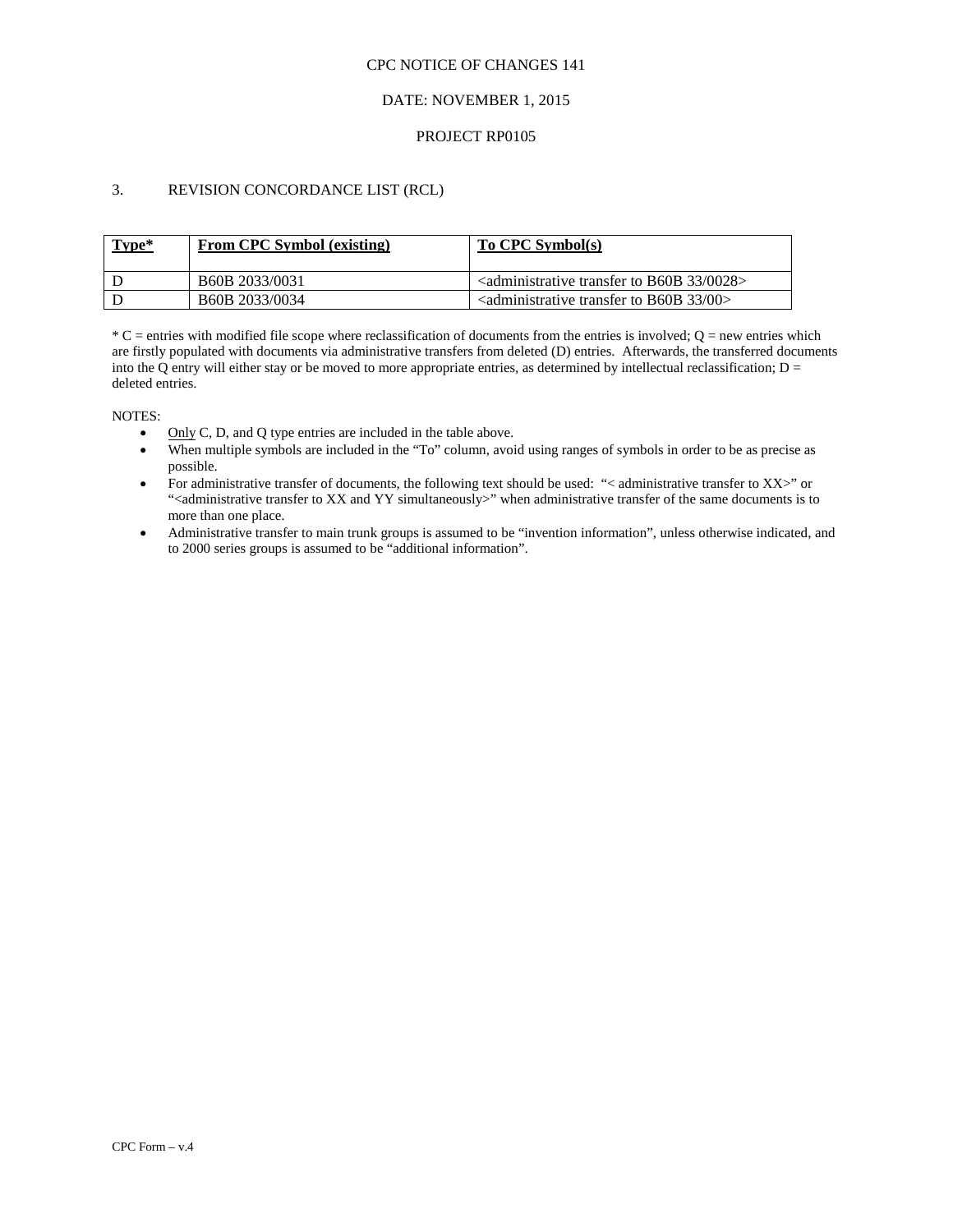CPC NOTICE OF CHANGES 141

DATE: NOVEMBER 1, 2015

PROJECT RP0105

3. REVISION CONCORDANCE LIST (RCL)

| Type* | From CPC Symbol (existing) | To CPC Symbol(s) |
|---|---|---|
| D | B60B 2033/0031 | <administrative transfer to B60B 33/0028> |
| D | B60B 2033/0034 | <administrative transfer to B60B 33/00> |

* C = entries with modified file scope where reclassification of documents from the entries is involved; Q = new entries which are firstly populated with documents via administrative transfers from deleted (D) entries. Afterwards, the transferred documents into the Q entry will either stay or be moved to more appropriate entries, as determined by intellectual reclassification; D = deleted entries.

NOTES:

- Only C, D, and Q type entries are included in the table above.
- When multiple symbols are included in the "To" column, avoid using ranges of symbols in order to be as precise as possible.
- For administrative transfer of documents, the following text should be used: "< administrative transfer to XX>" or "<administrative transfer to XX and YY simultaneously>" when administrative transfer of the same documents is to more than one place.
- Administrative transfer to main trunk groups is assumed to be "invention information", unless otherwise indicated, and to 2000 series groups is assumed to be "additional information".

CPC Form – v.4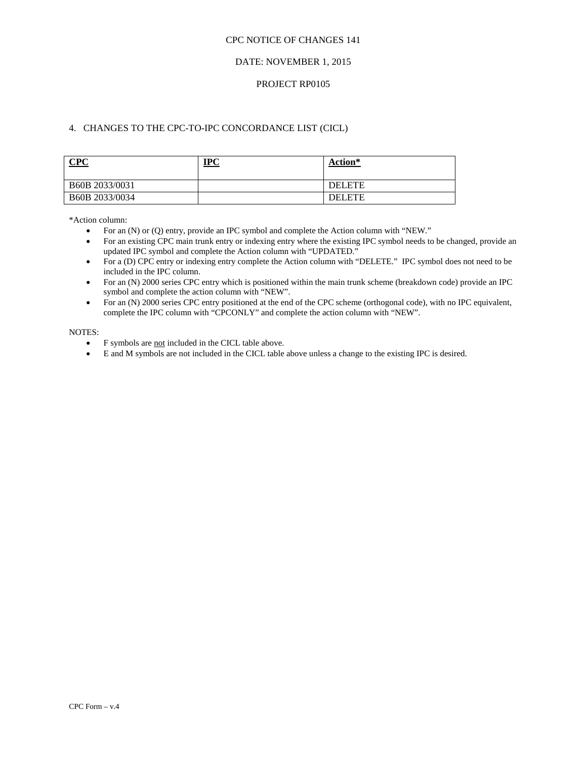CPC NOTICE OF CHANGES 141

DATE: NOVEMBER 1, 2015

PROJECT RP0105

4. CHANGES TO THE CPC-TO-IPC CONCORDANCE LIST (CICL)

| **CPC** | **IPC** | **Action*** |
|---|---|---|
| B60B 2033/0031 | | DELETE |
| B60B 2033/0034 | | DELETE |

*Action column:

- For an (N) or (Q) entry, provide an IPC symbol and complete the Action column with "NEW."
- For an existing CPC main trunk entry or indexing entry where the existing IPC symbol needs to be changed, provide an updated IPC symbol and complete the Action column with "UPDATED."
- For a (D) CPC entry or indexing entry complete the Action column with "DELETE." IPC symbol does not need to be included in the IPC column.
- For an (N) 2000 series CPC entry which is positioned within the main trunk scheme (breakdown code) provide an IPC symbol and complete the action column with "NEW".
- For an (N) 2000 series CPC entry positioned at the end of the CPC scheme (orthogonal code), with no IPC equivalent, complete the IPC column with "CPCONLY" and complete the action column with "NEW".

NOTES:

- F symbols are not included in the CICL table above.
- E and M symbols are not included in the CICL table above unless a change to the existing IPC is desired.